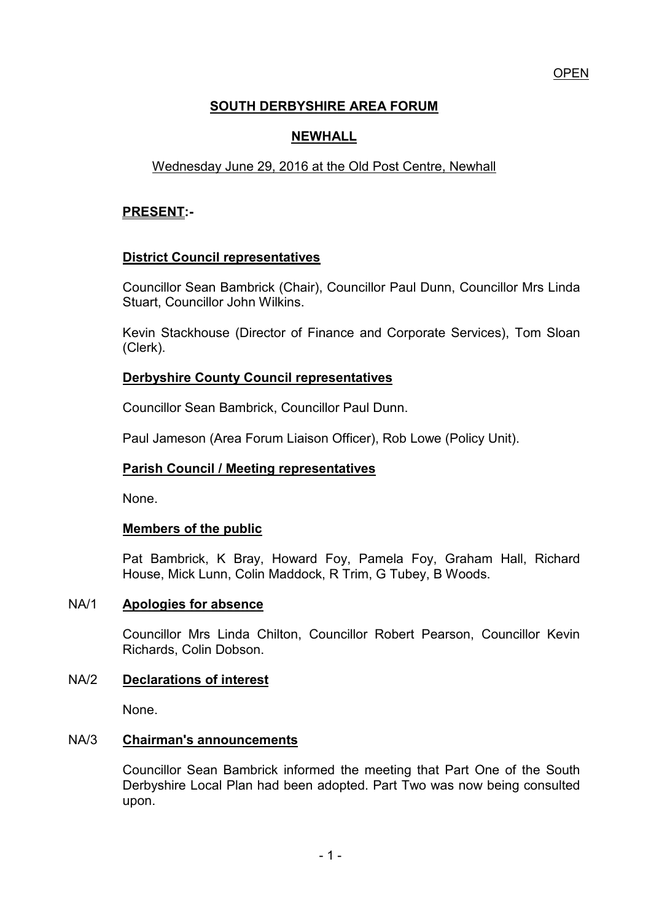OPEN

# SOUTH DERBYSHIRE AREA FORUM

## NEWHALL

Wednesday June 29, 2016 at the Old Post Centre, Newhall

**PRESENT:-**

**District Council representatives**

Councillor Sean Bambrick (Chair), Councillor Paul Dunn, Councillor Mrs Linda Stuart, Councillor John Wilkins.

Kevin Stackhouse (Director of Finance and Corporate Services), Tom Sloan (Clerk).

**Derbyshire County Council representatives**

Councillor Sean Bambrick, Councillor Paul Dunn.

Paul Jameson (Area Forum Liaison Officer), Rob Lowe (Policy Unit).

**Parish Council / Meeting representatives**

None.

**Members of the public**

Pat Bambrick, K Bray, Howard Foy, Pamela Foy, Graham Hall, Richard House, Mick Lunn, Colin Maddock, R Trim, G Tubey, B Woods.

NA/1 **Apologies for absence**

Councillor Mrs Linda Chilton, Councillor Robert Pearson, Councillor Kevin Richards, Colin Dobson.

NA/2 **Declarations of interest**

None.

NA/3 **Chairman's announcements**

Councillor Sean Bambrick informed the meeting that Part One of the South Derbyshire Local Plan had been adopted. Part Two was now being consulted upon.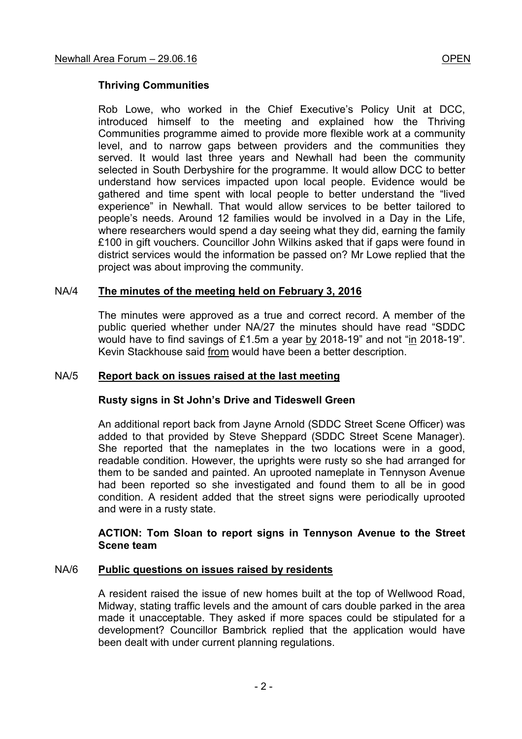**Thriving Communities**

Rob Lowe, who worked in the Chief Executive's Policy Unit at DCC, introduced himself to the meeting and explained how the Thriving Communities programme aimed to provide more flexible work at a community level, and to narrow gaps between providers and the communities they served. It would last three years and Newhall had been the community selected in South Derbyshire for the programme. It would allow DCC to better understand how services impacted upon local people. Evidence would be gathered and time spent with local people to better understand the "lived experience" in Newhall. That would allow services to be better tailored to people's needs. Around 12 families would be involved in a Day in the Life, where researchers would spend a day seeing what they did, earning the family £100 in gift vouchers. Councillor John Wilkins asked that if gaps were found in district services would the information be passed on? Mr Lowe replied that the project was about improving the community.

NA/4 **The minutes of the meeting held on February 3, 2016**

The minutes were approved as a true and correct record. A member of the public queried whether under NA/27 the minutes should have read "SDDC would have to find savings of £1.5m a year by 2018-19" and not "in 2018-19". Kevin Stackhouse said from would have been a better description.

NA/5 **Report back on issues raised at the last meeting**

**Rusty signs in St John's Drive and Tideswell Green**

An additional report back from Jayne Arnold (SDDC Street Scene Officer) was added to that provided by Steve Sheppard (SDDC Street Scene Manager). She reported that the nameplates in the two locations were in a good, readable condition. However, the uprights were rusty so she had arranged for them to be sanded and painted. An uprooted nameplate in Tennyson Avenue had been reported so she investigated and found them to all be in good condition. A resident added that the street signs were periodically uprooted and were in a rusty state.

**ACTION: Tom Sloan to report signs in Tennyson Avenue to the Street Scene team**

NA/6 **Public questions on issues raised by residents**

A resident raised the issue of new homes built at the top of Wellwood Road, Midway, stating traffic levels and the amount of cars double parked in the area made it unacceptable. They asked if more spaces could be stipulated for a development? Councillor Bambrick replied that the application would have been dealt with under current planning regulations.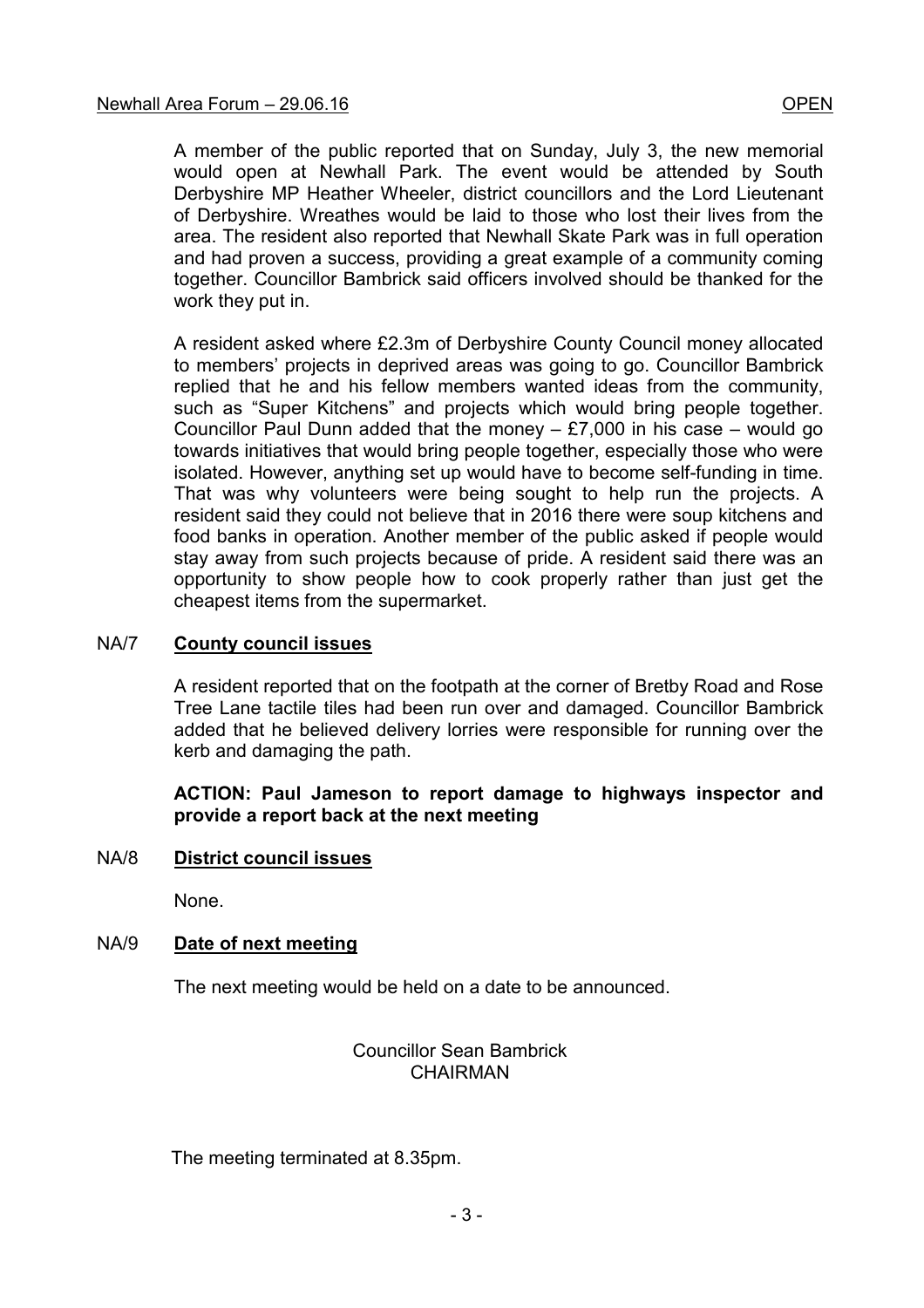A member of the public reported that on Sunday, July 3, the new memorial would open at Newhall Park. The event would be attended by South Derbyshire MP Heather Wheeler, district councillors and the Lord Lieutenant of Derbyshire. Wreathes would be laid to those who lost their lives from the area. The resident also reported that Newhall Skate Park was in full operation and had proven a success, providing a great example of a community coming together. Councillor Bambrick said officers involved should be thanked for the work they put in.

A resident asked where £2.3m of Derbyshire County Council money allocated to members' projects in deprived areas was going to go. Councillor Bambrick replied that he and his fellow members wanted ideas from the community, such as "Super Kitchens" and projects which would bring people together. Councillor Paul Dunn added that the money – £7,000 in his case – would go towards initiatives that would bring people together, especially those who were isolated. However, anything set up would have to become self-funding in time. That was why volunteers were being sought to help run the projects. A resident said they could not believe that in 2016 there were soup kitchens and food banks in operation. Another member of the public asked if people would stay away from such projects because of pride. A resident said there was an opportunity to show people how to cook properly rather than just get the cheapest items from the supermarket.

## NA/7 County council issues

A resident reported that on the footpath at the corner of Bretby Road and Rose Tree Lane tactile tiles had been run over and damaged. Councillor Bambrick added that he believed delivery lorries were responsible for running over the kerb and damaging the path.

**ACTION: Paul Jameson to report damage to highways inspector and provide a report back at the next meeting**

## NA/8 District council issues

None.

## NA/9 Date of next meeting

The next meeting would be held on a date to be announced.

Councillor Sean Bambrick
CHAIRMAN

The meeting terminated at 8.35pm.